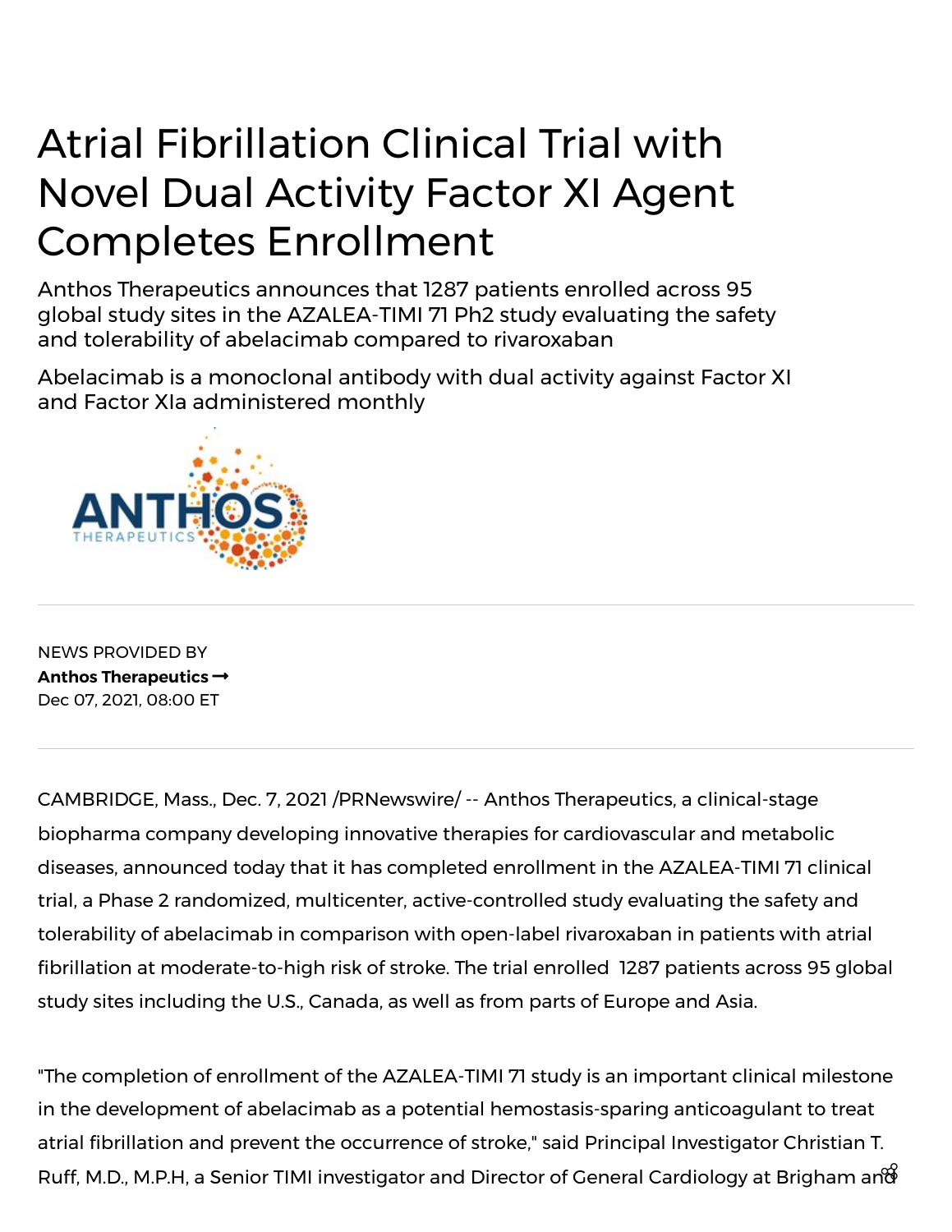# Atrial Fibrillation Clinical Trial with Novel Dual Activity Factor XI Agent Completes Enrollment

Anthos Therapeutics announces that 1287 patients enrolled across 95 global study sites in the AZALEA-TIMI 71 Ph2 study evaluating the safety and tolerability of abelacimab compared to rivaroxaban

Abelacimab is a monoclonal antibody with dual activity against Factor XI and Factor XIa administered monthly

---

NEWS PROVIDED BY

**Anthos Therapeutics →**

Dec 07, 2021, 08:00 ET

---

CAMBRIDGE, Mass., Dec. 7, 2021 /PRNewswire/ -- Anthos Therapeutics, a clinical-stage biopharma company developing innovative therapies for cardiovascular and metabolic diseases, announced today that it has completed enrollment in the AZALEA-TIMI 71 clinical trial, a Phase 2 randomized, multicenter, active-controlled study evaluating the safety and tolerability of abelacimab in comparison with open-label rivaroxaban in patients with atrial fibrillation at moderate-to-high risk of stroke. The trial enrolled 1287 patients across 95 global study sites including the U.S., Canada, as well as from parts of Europe and Asia.

"The completion of enrollment of the AZALEA-TIMI 71 study is an important clinical milestone in the development of abelacimab as a potential hemostasis-sparing anticoagulant to treat atrial fibrillation and prevent the occurrence of stroke," said Principal Investigator Christian T. Ruff, M.D., M.P.H, a Senior TIMI investigator and Director of General Cardiology at Brigham and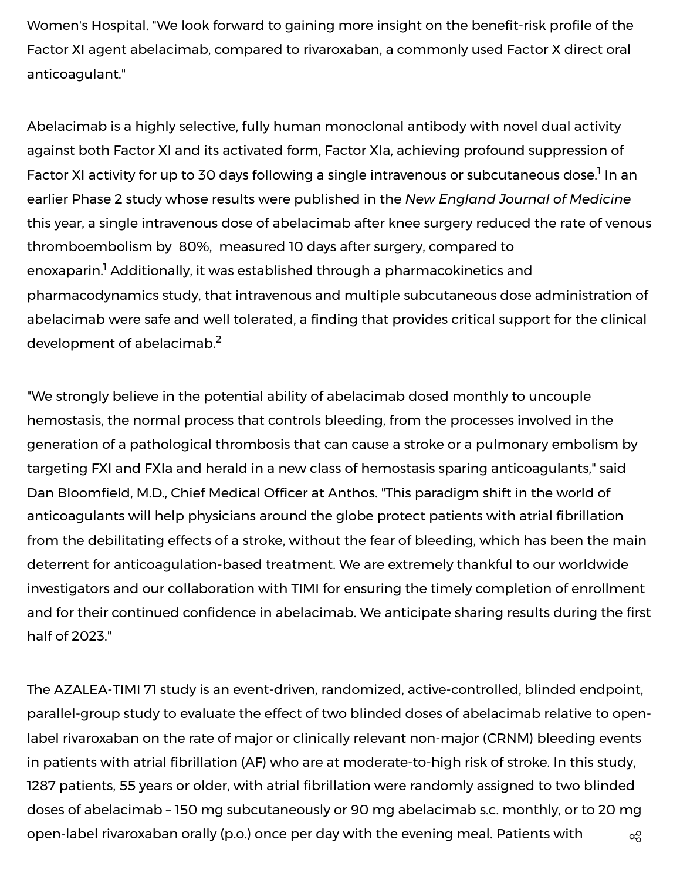Women's Hospital. "We look forward to gaining more insight on the benefit-risk profile of the Factor XI agent abelacimab, compared to rivaroxaban, a commonly used Factor X direct oral anticoagulant."

Abelacimab is a highly selective, fully human monoclonal antibody with novel dual activity against both Factor XI and its activated form, Factor XIa, achieving profound suppression of Factor XI activity for up to 30 days following a single intravenous or subcutaneous dose.[1] In an earlier Phase 2 study whose results were published in the *New England Journal of Medicine* this year, a single intravenous dose of abelacimab after knee surgery reduced the rate of venous thromboembolism by 80%, measured 10 days after surgery, compared to enoxaparin.[1] Additionally, it was established through a pharmacokinetics and pharmacodynamics study, that intravenous and multiple subcutaneous dose administration of abelacimab were safe and well tolerated, a finding that provides critical support for the clinical development of abelacimab.[2]

"We strongly believe in the potential ability of abelacimab dosed monthly to uncouple hemostasis, the normal process that controls bleeding, from the processes involved in the generation of a pathological thrombosis that can cause a stroke or a pulmonary embolism by targeting FXI and FXIa and herald in a new class of hemostasis sparing anticoagulants," said Dan Bloomfield, M.D., Chief Medical Officer at Anthos. "This paradigm shift in the world of anticoagulants will help physicians around the globe protect patients with atrial fibrillation from the debilitating effects of a stroke, without the fear of bleeding, which has been the main deterrent for anticoagulation-based treatment. We are extremely thankful to our worldwide investigators and our collaboration with TIMI for ensuring the timely completion of enrollment and for their continued confidence in abelacimab. We anticipate sharing results during the first half of 2023."

The AZALEA-TIMI 71 study is an event-driven, randomized, active-controlled, blinded endpoint, parallel-group study to evaluate the effect of two blinded doses of abelacimab relative to open-label rivaroxaban on the rate of major or clinically relevant non-major (CRNM) bleeding events in patients with atrial fibrillation (AF) who are at moderate-to-high risk of stroke. In this study, 1287 patients, 55 years or older, with atrial fibrillation were randomly assigned to two blinded doses of abelacimab – 150 mg subcutaneously or 90 mg abelacimab s.c. monthly, or to 20 mg open-label rivaroxaban orally (p.o.) once per day with the evening meal. Patients with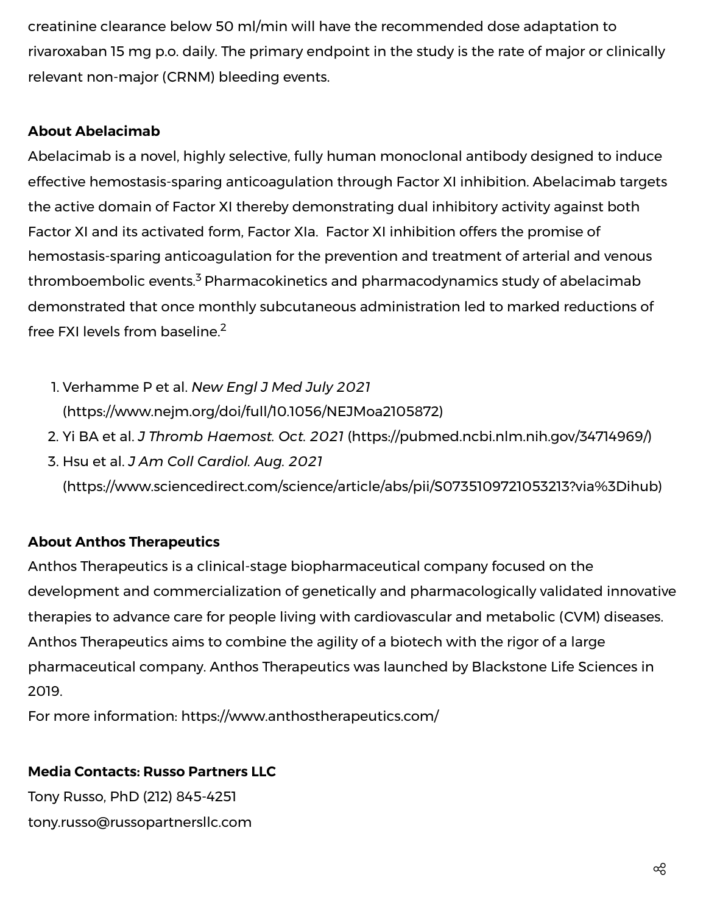creatinine clearance below 50 ml/min will have the recommended dose adaptation to rivaroxaban 15 mg p.o. daily. The primary endpoint in the study is the rate of major or clinically relevant non-major (CRNM) bleeding events.

**About Abelacimab**

Abelacimab is a novel, highly selective, fully human monoclonal antibody designed to induce effective hemostasis-sparing anticoagulation through Factor XI inhibition. Abelacimab targets the active domain of Factor XI thereby demonstrating dual inhibitory activity against both Factor XI and its activated form, Factor XIa. Factor XI inhibition offers the promise of hemostasis-sparing anticoagulation for the prevention and treatment of arterial and venous thromboembolic events.[3] Pharmacokinetics and pharmacodynamics study of abelacimab demonstrated that once monthly subcutaneous administration led to marked reductions of free FXI levels from baseline.[2]

1. Verhamme P et al. *New Engl J Med July 2021* (https://www.nejm.org/doi/full/10.1056/NEJMoa2105872)
2. Yi BA et al. *J Thromb Haemost. Oct. 2021* (https://pubmed.ncbi.nlm.nih.gov/34714969/)
3. Hsu et al. *J Am Coll Cardiol. Aug. 2021* (https://www.sciencedirect.com/science/article/abs/pii/S0735109721053213?via%3Dihub)

**About Anthos Therapeutics**

Anthos Therapeutics is a clinical-stage biopharmaceutical company focused on the development and commercialization of genetically and pharmacologically validated innovative therapies to advance care for people living with cardiovascular and metabolic (CVM) diseases. Anthos Therapeutics aims to combine the agility of a biotech with the rigor of a large pharmaceutical company. Anthos Therapeutics was launched by Blackstone Life Sciences in 2019.
For more information: https://www.anthostherapeutics.com/

**Media Contacts: Russo Partners LLC**

Tony Russo, PhD (212) 845-4251
tony.russo@russopartnersllc.com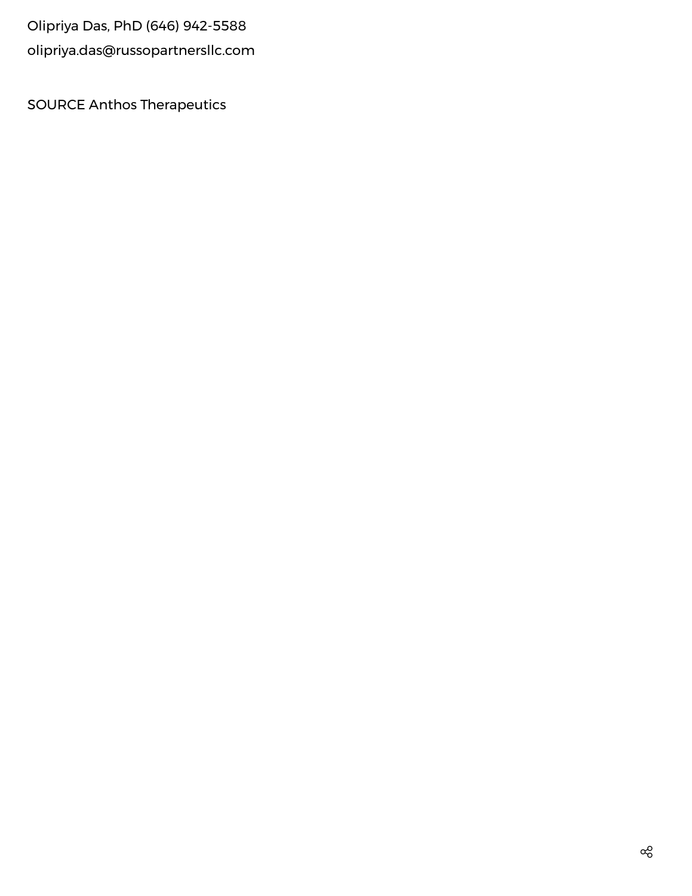Olipriya Das, PhD (646) 942-5588

olipriya.das@russopartnersllc.com

SOURCE Anthos Therapeutics